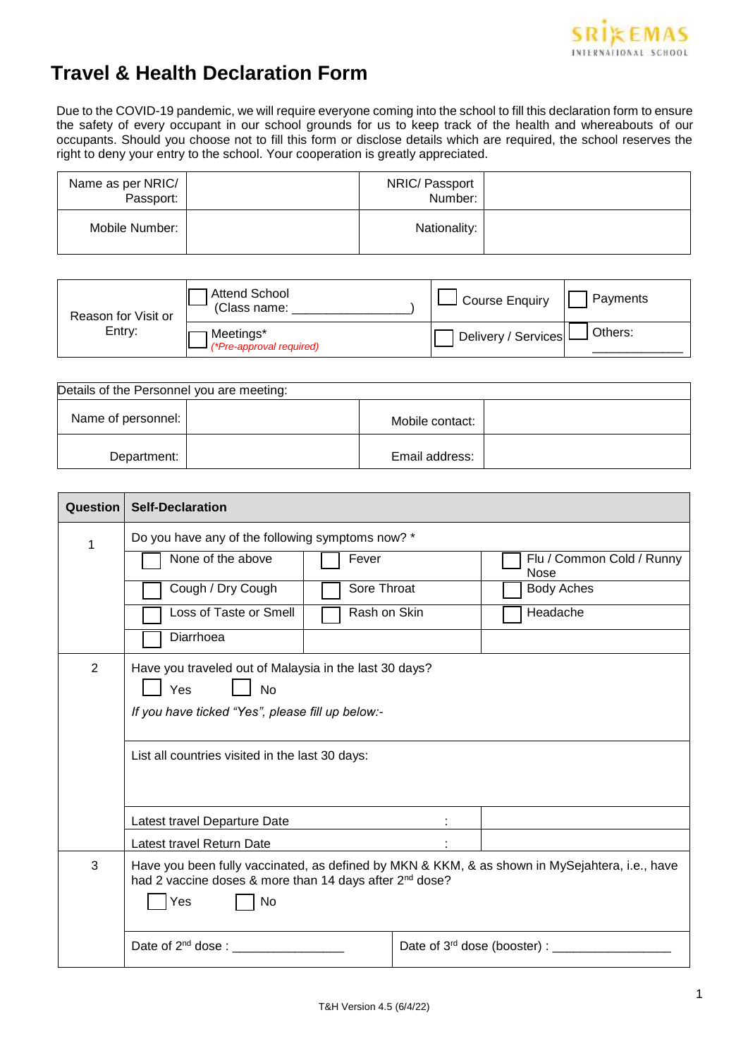# Travel & Health Declaration Form

Due to the COVID-19 pandemic, we will require everyone coming into the school to fill this declaration form to ensure the safety of every occupant in our school grounds for us to keep track of the health and whereabouts of our occupants. Should you choose not to fill this form or disclose details which are required, the school reserves the right to deny your entry to the school. Your cooperation is greatly appreciated.

| Name as per NRIC/ Passport: | | NRIC/ Passport Number: | |
|---|---|---|---|
| Mobile Number: | | Nationality: | |

| Reason for Visit or Entry: | ☐ Attend School (Class name: ________________) | ☐ Course Enquiry | ☐ Payments |
|---|---|---|---|
| | ☐ Meetings* *(\*Pre-approval required)* | ☐ Delivery / Services | ☐ Others: ____________ |

| Details of the Personnel you are meeting: | | | |
|---|---|---|---|
| Name of personnel: | | Mobile contact: | |
| Department: | | Email address: | |

| Question | Self-Declaration | | |
|---|---|---|---|
| 1 | Do you have any of the following symptoms now? * | | |
| | ☐ None of the above | ☐ Fever | ☐ Flu / Common Cold / Runny Nose |
| | ☐ Cough / Dry Cough | ☐ Sore Throat | ☐ Body Aches |
| | ☐ Loss of Taste or Smell | ☐ Rash on Skin | ☐ Headache |
| | ☐ Diarrhoea | | |
| 2 | Have you traveled out of Malaysia in the last 30 days? ☐ Yes ☐ No *If you have ticked "Yes", please fill up below:-* | | |
| | List all countries visited in the last 30 days: | | |
| | Latest travel Departure Date : | | |
| | Latest travel Return Date : | | |
| 3 | Have you been fully vaccinated, as defined by MKN & KKM, & as shown in MySejahtera, i.e., have had 2 vaccine doses & more than 14 days after 2nd dose? ☐ Yes ☐ No | | |
| | Date of 2nd dose : ________________ | Date of 3rd dose (booster) : ________________ | |

T&H Version 4.5 (6/4/22)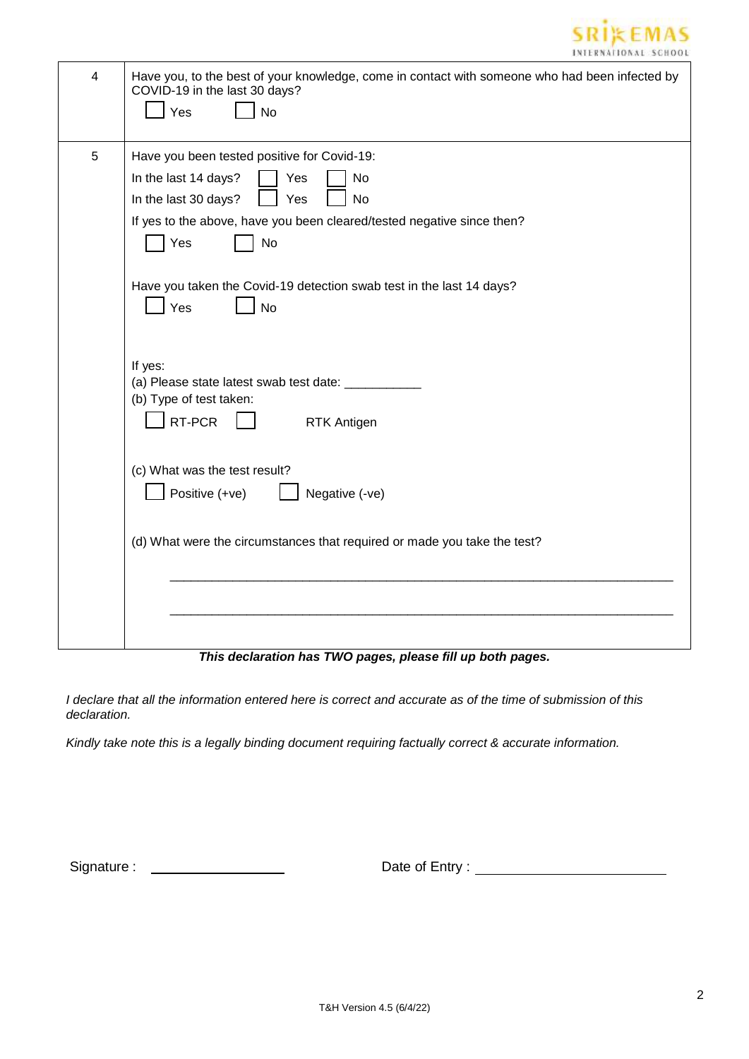| | |
|---|---|
| 4 | Have you, to the best of your knowledge, come in contact with someone who had been infected by COVID-19 in the last 30 days?<br>☐ Yes ☐ No |
| 5 | Have you been tested positive for Covid-19:<br>In the last 14 days? ☐ Yes ☐ No<br>In the last 30 days? ☐ Yes ☐ No<br>If yes to the above, have you been cleared/tested negative since then?<br>☐ Yes ☐ No<br><br>Have you taken the Covid-19 detection swab test in the last 14 days?<br>☐ Yes ☐ No<br><br>If yes:<br>(a) Please state latest swab test date: ___________<br>(b) Type of test taken:<br>☐ RT-PCR ☐ RTK Antigen<br><br>(c) What was the test result?<br>☐ Positive (+ve) ☐ Negative (-ve)<br><br>(d) What were the circumstances that required or made you take the test?<br>___________________________________________________________________________<br>___________________________________________________________________________ |

***This declaration has TWO pages, please fill up both pages.***

*I declare that all the information entered here is correct and accurate as of the time of submission of this declaration.*

*Kindly take note this is a legally binding document requiring factually correct & accurate information.*

Signature : ____________________ Date of Entry : ____________________________

T&H Version 4.5 (6/4/22)